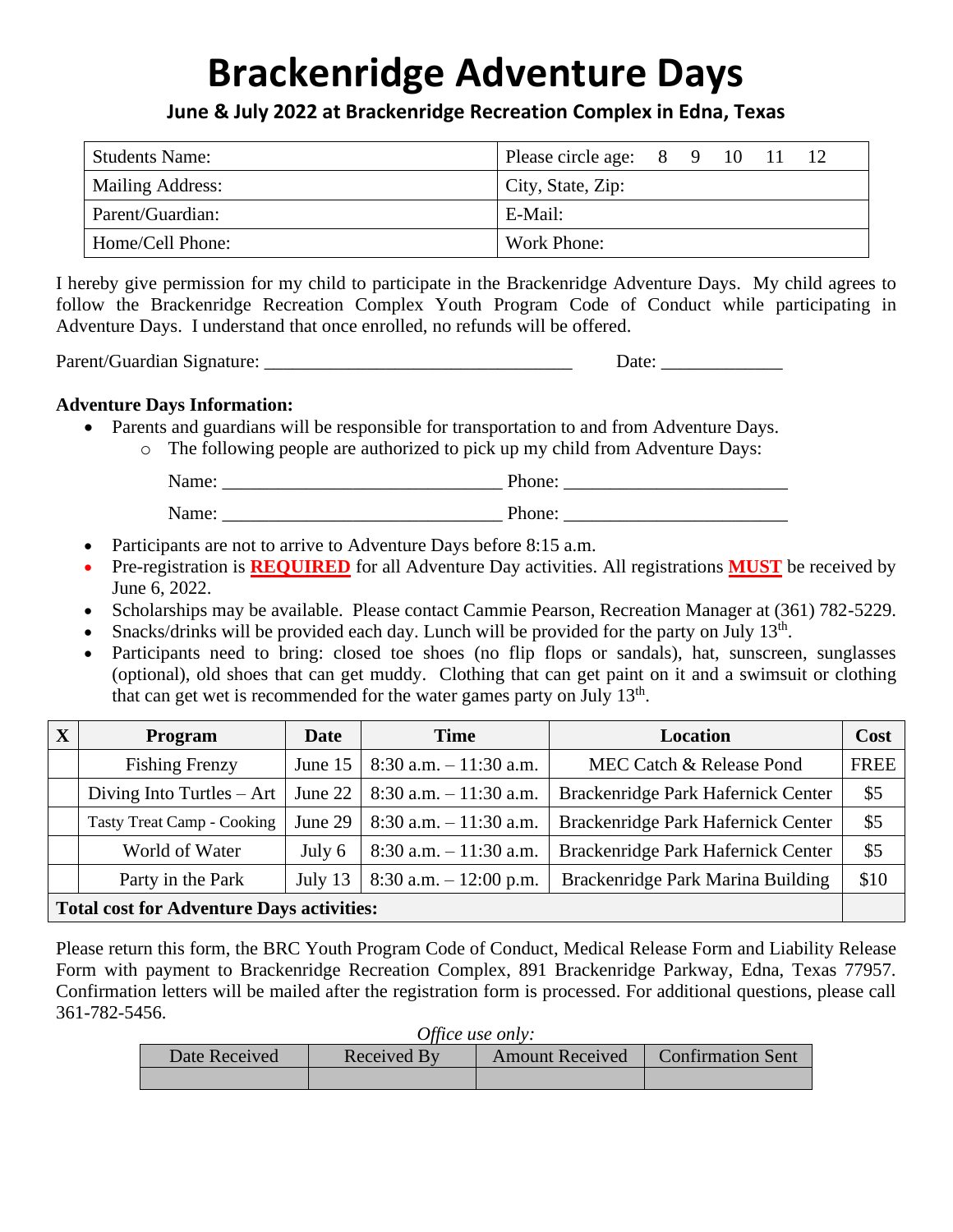# Brackenridge Adventure Days

### June & July 2022 at Brackenridge Recreation Complex in Edna, Texas

| Students Name: | Please circle age: 8 9 10 11 12 |
|---|---|
| Mailing Address: | City, State, Zip: |
| Parent/Guardian: | E-Mail: |
| Home/Cell Phone: | Work Phone: |

I hereby give permission for my child to participate in the Brackenridge Adventure Days. My child agrees to follow the Brackenridge Recreation Complex Youth Program Code of Conduct while participating in Adventure Days. I understand that once enrolled, no refunds will be offered.

Parent/Guardian Signature: _________________________________ Date: _____________

**Adventure Days Information:**

- Parents and guardians will be responsible for transportation to and from Adventure Days.
  - The following people are authorized to pick up my child from Adventure Days:

    Name: ______________________________ Phone: ________________________

    Name: ______________________________ Phone: ________________________
- Participants are not to arrive to Adventure Days before 8:15 a.m.
- Pre-registration is **REQUIRED** for all Adventure Day activities. All registrations **MUST** be received by June 6, 2022.
- Scholarships may be available. Please contact Cammie Pearson, Recreation Manager at (361) 782-5229.
- Snacks/drinks will be provided each day. Lunch will be provided for the party on July 13th.
- Participants need to bring: closed toe shoes (no flip flops or sandals), hat, sunscreen, sunglasses (optional), old shoes that can get muddy. Clothing that can get paint on it and a swimsuit or clothing that can get wet is recommended for the water games party on July 13th.

| X | Program | Date | Time | Location | Cost |
|---|---|---|---|---|---|
| | Fishing Frenzy | June 15 | 8:30 a.m. – 11:30 a.m. | MEC Catch & Release Pond | FREE |
| | Diving Into Turtles – Art | June 22 | 8:30 a.m. – 11:30 a.m. | Brackenridge Park Hafernick Center | $5 |
| | Tasty Treat Camp - Cooking | June 29 | 8:30 a.m. – 11:30 a.m. | Brackenridge Park Hafernick Center | $5 |
| | World of Water | July 6 | 8:30 a.m. – 11:30 a.m. | Brackenridge Park Hafernick Center | $5 |
| | Party in the Park | July 13 | 8:30 a.m. – 12:00 p.m. | Brackenridge Park Marina Building | $10 |
| **Total cost for Adventure Days activities:** | | | | | |

Please return this form, the BRC Youth Program Code of Conduct, Medical Release Form and Liability Release Form with payment to Brackenridge Recreation Complex, 891 Brackenridge Parkway, Edna, Texas 77957. Confirmation letters will be mailed after the registration form is processed. For additional questions, please call 361-782-5456.

*Office use only:*

| Date Received | Received By | Amount Received | Confirmation Sent |
|---|---|---|---|
| | | | |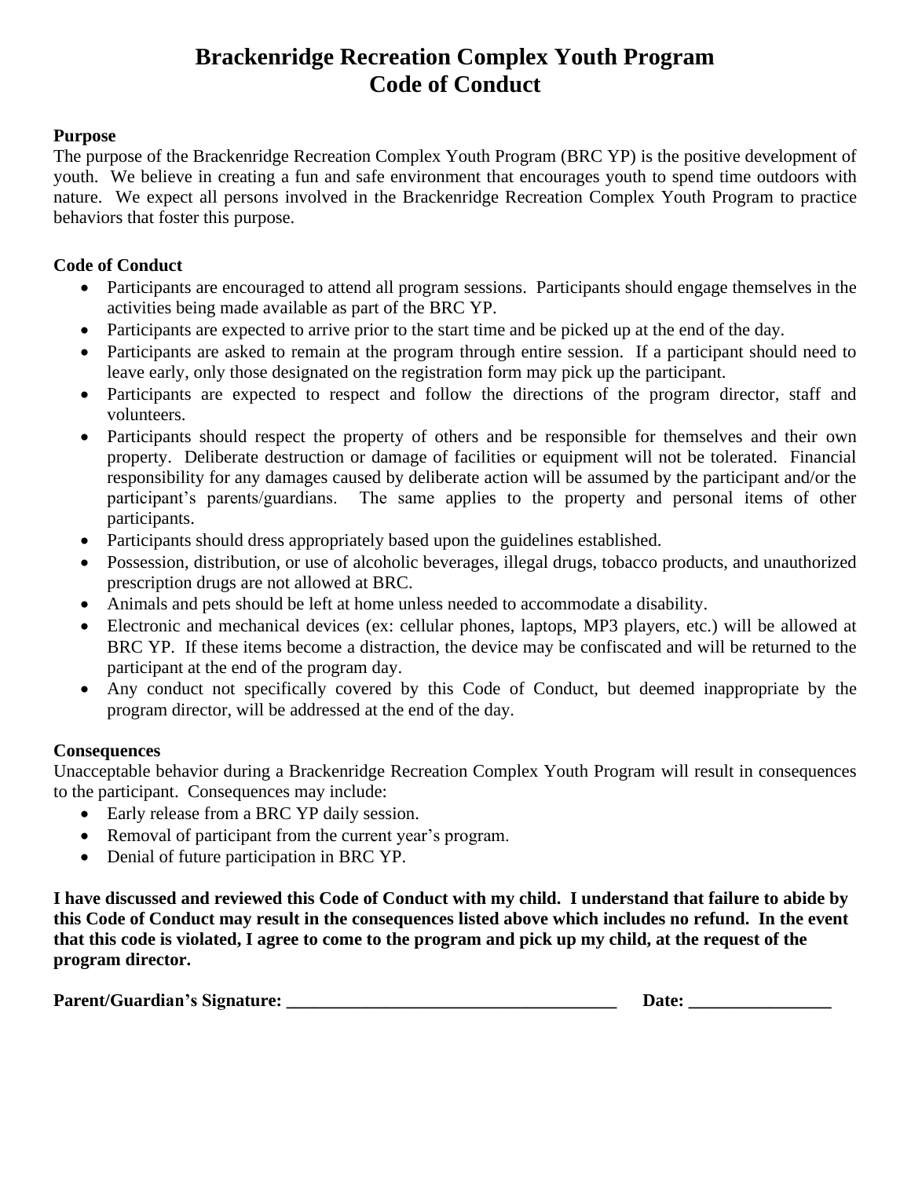# Brackenridge Recreation Complex Youth Program
# Code of Conduct

**Purpose**

The purpose of the Brackenridge Recreation Complex Youth Program (BRC YP) is the positive development of youth. We believe in creating a fun and safe environment that encourages youth to spend time outdoors with nature. We expect all persons involved in the Brackenridge Recreation Complex Youth Program to practice behaviors that foster this purpose.

**Code of Conduct**

- Participants are encouraged to attend all program sessions. Participants should engage themselves in the activities being made available as part of the BRC YP.
- Participants are expected to arrive prior to the start time and be picked up at the end of the day.
- Participants are asked to remain at the program through entire session. If a participant should need to leave early, only those designated on the registration form may pick up the participant.
- Participants are expected to respect and follow the directions of the program director, staff and volunteers.
- Participants should respect the property of others and be responsible for themselves and their own property. Deliberate destruction or damage of facilities or equipment will not be tolerated. Financial responsibility for any damages caused by deliberate action will be assumed by the participant and/or the participant's parents/guardians. The same applies to the property and personal items of other participants.
- Participants should dress appropriately based upon the guidelines established.
- Possession, distribution, or use of alcoholic beverages, illegal drugs, tobacco products, and unauthorized prescription drugs are not allowed at BRC.
- Animals and pets should be left at home unless needed to accommodate a disability.
- Electronic and mechanical devices (ex: cellular phones, laptops, MP3 players, etc.) will be allowed at BRC YP. If these items become a distraction, the device may be confiscated and will be returned to the participant at the end of the program day.
- Any conduct not specifically covered by this Code of Conduct, but deemed inappropriate by the program director, will be addressed at the end of the day.

**Consequences**

Unacceptable behavior during a Brackenridge Recreation Complex Youth Program will result in consequences to the participant. Consequences may include:

- Early release from a BRC YP daily session.
- Removal of participant from the current year's program.
- Denial of future participation in BRC YP.

**I have discussed and reviewed this Code of Conduct with my child. I understand that failure to abide by this Code of Conduct may result in the consequences listed above which includes no refund. In the event that this code is violated, I agree to come to the program and pick up my child, at the request of the program director.**

**Parent/Guardian's Signature: ______________________________________ Date: ________________**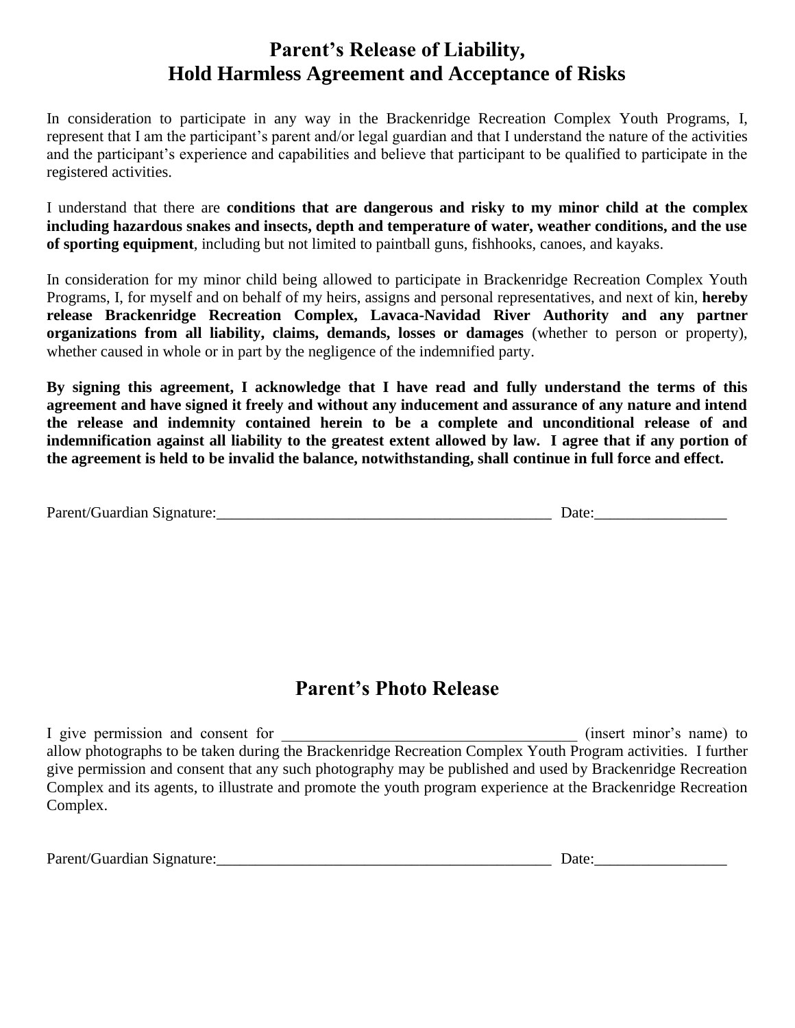# Parent's Release of Liability,
# Hold Harmless Agreement and Acceptance of Risks

In consideration to participate in any way in the Brackenridge Recreation Complex Youth Programs, I, represent that I am the participant's parent and/or legal guardian and that I understand the nature of the activities and the participant's experience and capabilities and believe that participant to be qualified to participate in the registered activities.

I understand that there are **conditions that are dangerous and risky to my minor child at the complex including hazardous snakes and insects, depth and temperature of water, weather conditions, and the use of sporting equipment**, including but not limited to paintball guns, fishhooks, canoes, and kayaks.

In consideration for my minor child being allowed to participate in Brackenridge Recreation Complex Youth Programs, I, for myself and on behalf of my heirs, assigns and personal representatives, and next of kin, **hereby release Brackenridge Recreation Complex, Lavaca-Navidad River Authority and any partner organizations from all liability, claims, demands, losses or damages** (whether to person or property), whether caused in whole or in part by the negligence of the indemnified party.

**By signing this agreement, I acknowledge that I have read and fully understand the terms of this agreement and have signed it freely and without any inducement and assurance of any nature and intend the release and indemnity contained herein to be a complete and unconditional release of and indemnification against all liability to the greatest extent allowed by law. I agree that if any portion of the agreement is held to be invalid the balance, notwithstanding, shall continue in full force and effect.**

Parent/Guardian Signature:_____________________________________________ Date:_________________

# Parent's Photo Release

I give permission and consent for _______________________________________ (insert minor's name) to allow photographs to be taken during the Brackenridge Recreation Complex Youth Program activities. I further give permission and consent that any such photography may be published and used by Brackenridge Recreation Complex and its agents, to illustrate and promote the youth program experience at the Brackenridge Recreation Complex.

Parent/Guardian Signature:_____________________________________________ Date:_________________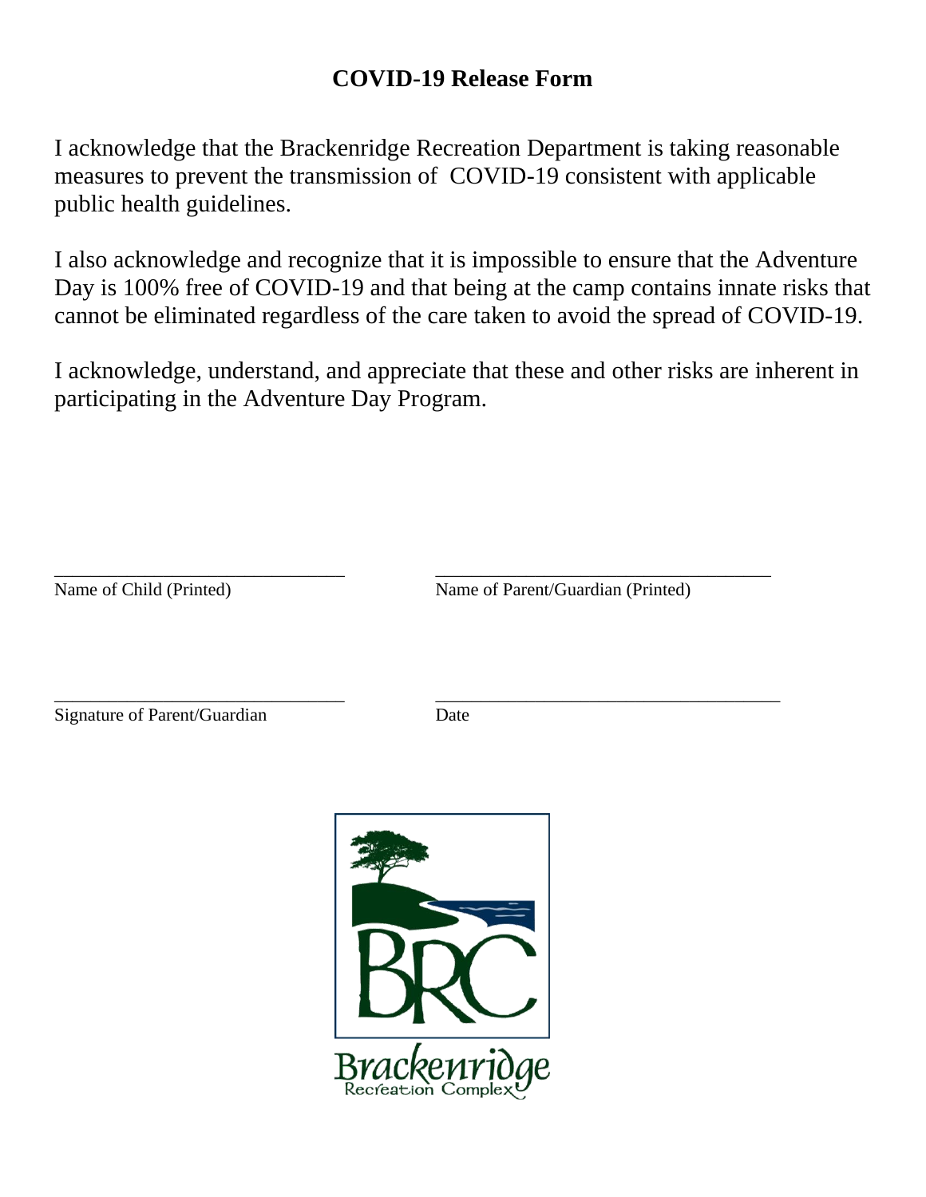# COVID-19 Release Form

I acknowledge that the Brackenridge Recreation Department is taking reasonable measures to prevent the transmission of COVID-19 consistent with applicable public health guidelines.

I also acknowledge and recognize that it is impossible to ensure that the Adventure Day is 100% free of COVID-19 and that being at the camp contains innate risks that cannot be eliminated regardless of the care taken to avoid the spread of COVID-19.

I acknowledge, understand, and appreciate that these and other risks are inherent in participating in the Adventure Day Program.

_______________________________ &nbsp;&nbsp;&nbsp;&nbsp; ___________________________________
Name of Child (Printed) &nbsp;&nbsp;&nbsp;&nbsp; Name of Parent/Guardian (Printed)

_______________________________ &nbsp;&nbsp;&nbsp;&nbsp; ___________________________________
Signature of Parent/Guardian &nbsp;&nbsp;&nbsp;&nbsp; Date

BRC

Brackenridge Recreation Complex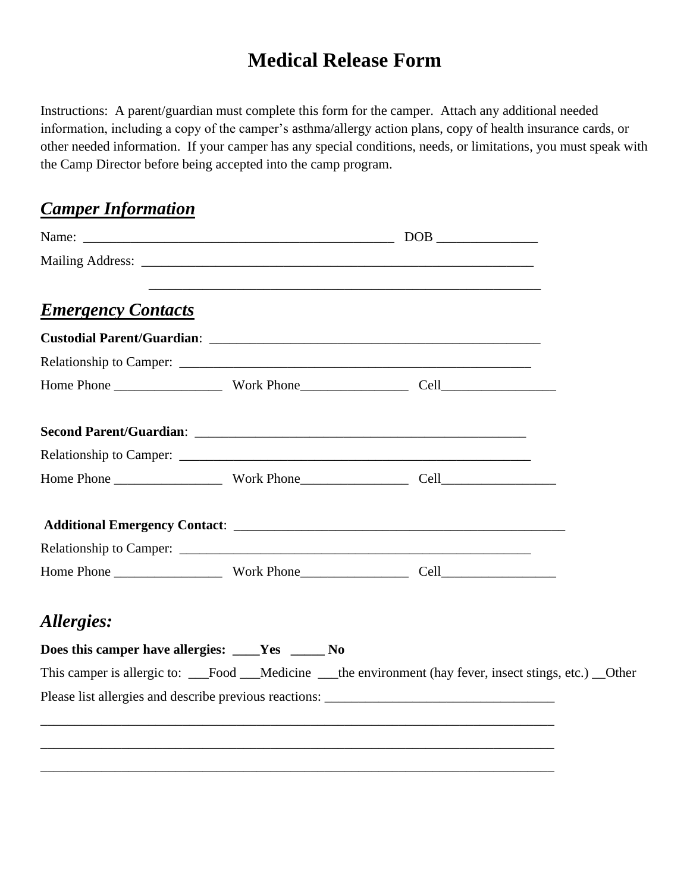# Medical Release Form

Instructions: A parent/guardian must complete this form for the camper. Attach any additional needed information, including a copy of the camper's asthma/allergy action plans, copy of health insurance cards, or other needed information. If your camper has any special conditions, needs, or limitations, you must speak with the Camp Director before being accepted into the camp program.

## ***Camper Information***

Name: _______________________________________________ DOB _______________

Mailing Address: ____________________________________________________________

____________________________________________________________

## ***Emergency Contacts***

**Custodial Parent/Guardian**: __________________________________________________

Relationship to Camper: ______________________________________________________

Home Phone ________________ Work Phone________________ Cell_________________

**Second Parent/Guardian**: __________________________________________________

Relationship to Camper: ______________________________________________________

Home Phone ________________ Work Phone________________ Cell_________________

**Additional Emergency Contact**: __________________________________________________

Relationship to Camper: ______________________________________________________

Home Phone ________________ Work Phone________________ Cell_________________

## *Allergies:*

**Does this camper have allergies: ____Yes _____ No**

This camper is allergic to: ___Food ___Medicine ___the environment (hay fever, insect stings, etc.) __Other

Please list allergies and describe previous reactions: __________________________________

_____________________________________________________________________________

_____________________________________________________________________________

_____________________________________________________________________________